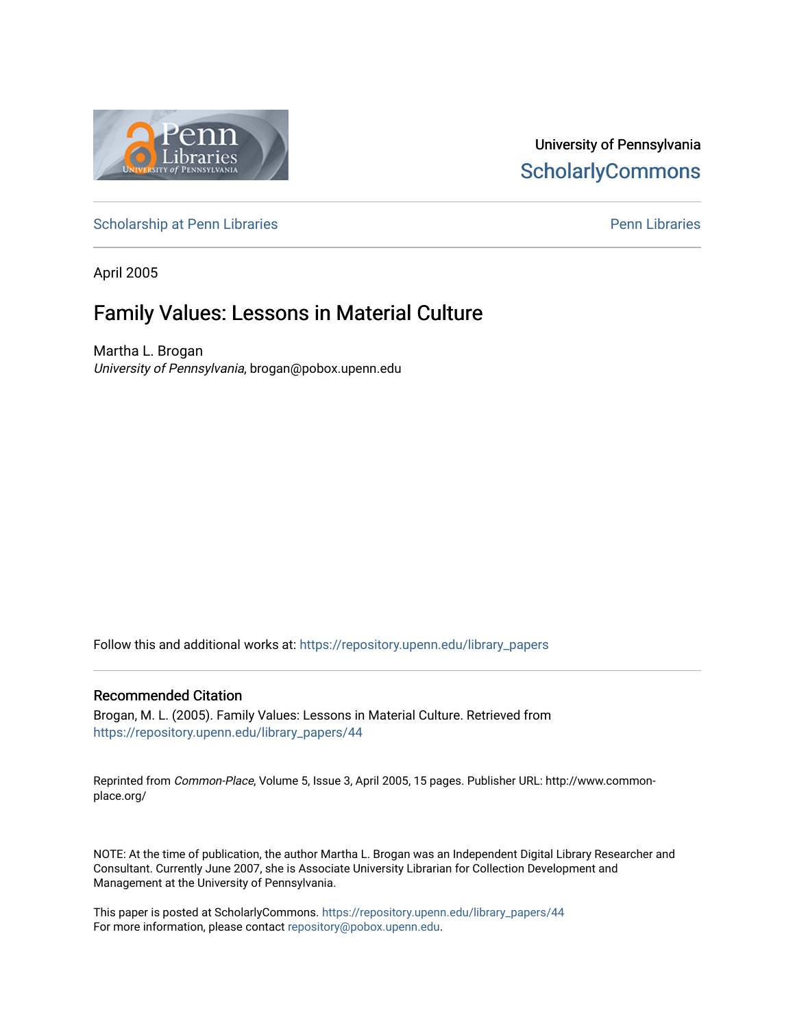University of Pennsylvania
ScholarlyCommons

Scholarship at Penn Libraries | Penn Libraries

April 2005

# Family Values: Lessons in Material Culture

Martha L. Brogan
*University of Pennsylvania*, brogan@pobox.upenn.edu

Follow this and additional works at: https://repository.upenn.edu/library_papers

## Recommended Citation

Brogan, M. L. (2005). Family Values: Lessons in Material Culture. Retrieved from https://repository.upenn.edu/library_papers/44

Reprinted from *Common-Place*, Volume 5, Issue 3, April 2005, 15 pages. Publisher URL: http://www.common-place.org/

NOTE: At the time of publication, the author Martha L. Brogan was an Independent Digital Library Researcher and Consultant. Currently June 2007, she is Associate University Librarian for Collection Development and Management at the University of Pennsylvania.

This paper is posted at ScholarlyCommons. https://repository.upenn.edu/library_papers/44
For more information, please contact repository@pobox.upenn.edu.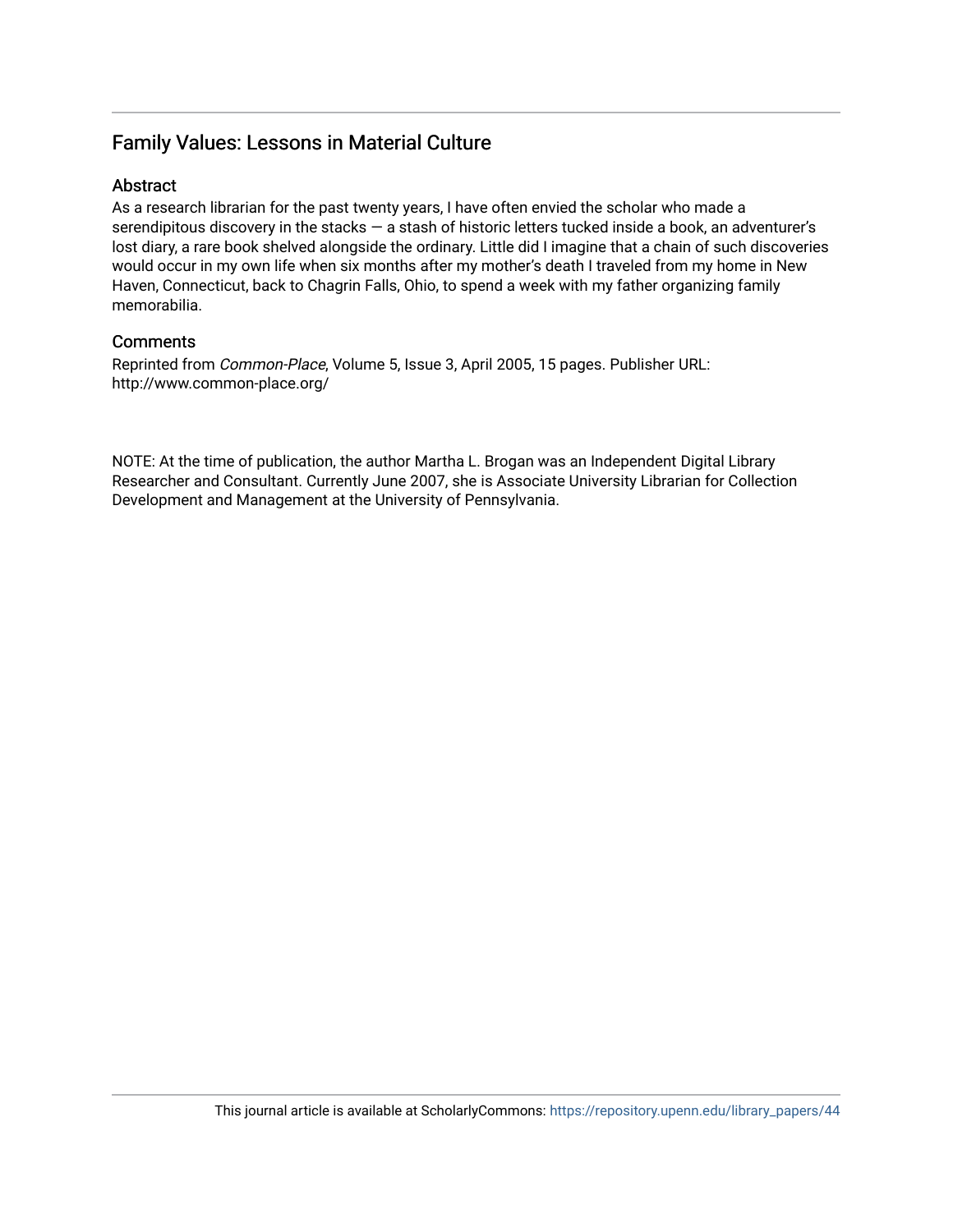# Family Values: Lessons in Material Culture

## Abstract

As a research librarian for the past twenty years, I have often envied the scholar who made a serendipitous discovery in the stacks — a stash of historic letters tucked inside a book, an adventurer's lost diary, a rare book shelved alongside the ordinary. Little did I imagine that a chain of such discoveries would occur in my own life when six months after my mother's death I traveled from my home in New Haven, Connecticut, back to Chagrin Falls, Ohio, to spend a week with my father organizing family memorabilia.

## Comments

Reprinted from *Common-Place*, Volume 5, Issue 3, April 2005, 15 pages. Publisher URL: http://www.common-place.org/

NOTE: At the time of publication, the author Martha L. Brogan was an Independent Digital Library Researcher and Consultant. Currently June 2007, she is Associate University Librarian for Collection Development and Management at the University of Pennsylvania.

This journal article is available at ScholarlyCommons: https://repository.upenn.edu/library_papers/44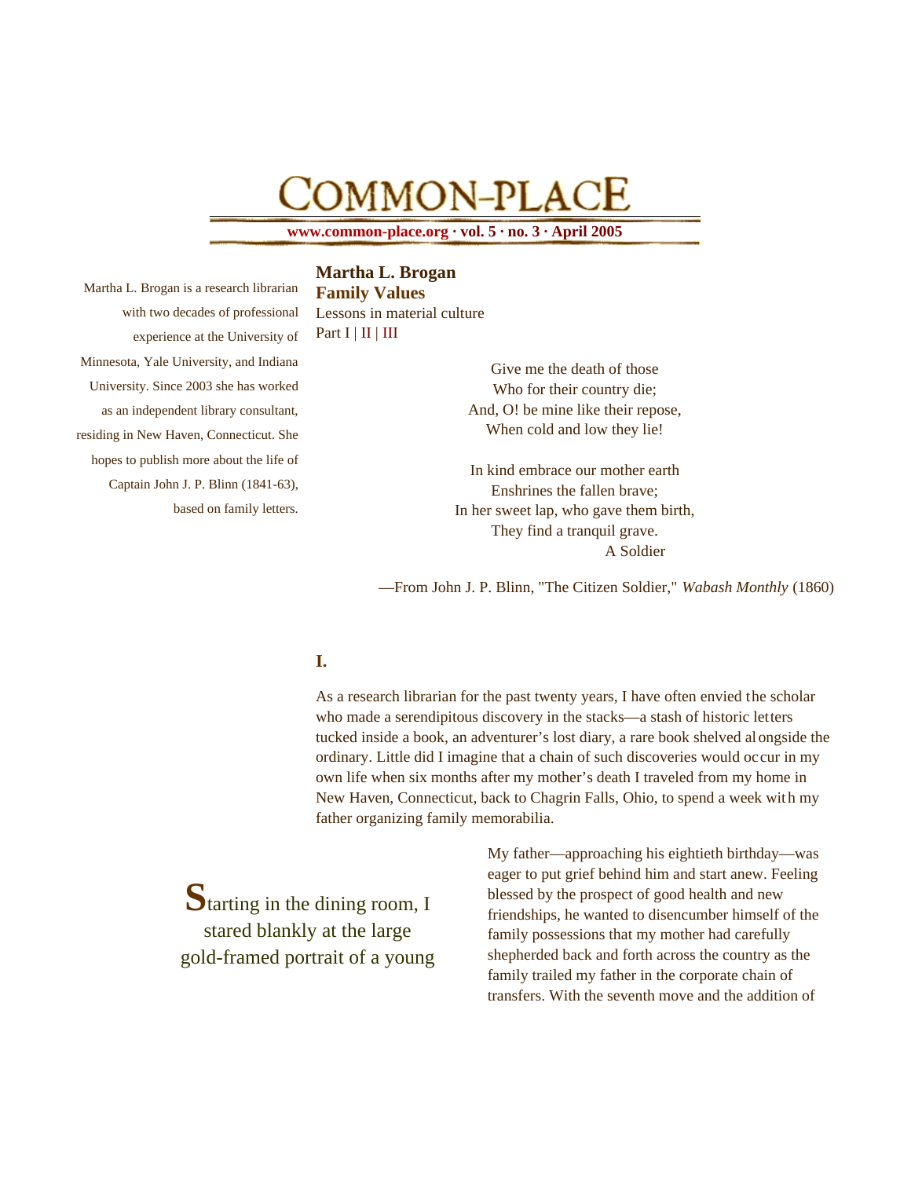# COMMON-PLACE

**www.common-place.org · vol. 5 · no. 3 · April 2005**

Martha L. Brogan is a research librarian with two decades of professional experience at the University of Minnesota, Yale University, and Indiana University. Since 2003 she has worked as an independent library consultant, residing in New Haven, Connecticut. She hopes to publish more about the life of Captain John J. P. Blinn (1841-63), based on family letters.

**Martha L. Brogan**
**Family Values**
Lessons in material culture
Part I | II | III

Give me the death of those
Who for their country die;
And, O! be mine like their repose,
When cold and low they lie!

In kind embrace our mother earth
Enshrines the fallen brave;
In her sweet lap, who gave them birth,
They find a tranquil grave.
A Soldier

—From John J. P. Blinn, "The Citizen Soldier," *Wabash Monthly* (1860)

## I.

As a research librarian for the past twenty years, I have often envied the scholar who made a serendipitous discovery in the stacks—a stash of historic letters tucked inside a book, an adventurer's lost diary, a rare book shelved alongside the ordinary. Little did I imagine that a chain of such discoveries would occur in my own life when six months after my mother's death I traveled from my home in New Haven, Connecticut, back to Chagrin Falls, Ohio, to spend a week with my father organizing family memorabilia.

My father—approaching his eightieth birthday—was eager to put grief behind him and start anew. Feeling blessed by the prospect of good health and new friendships, he wanted to disencumber himself of the family possessions that my mother had carefully shepherded back and forth across the country as the family trailed my father in the corporate chain of transfers. With the seventh move and the addition of

Starting in the dining room, I stared blankly at the large gold-framed portrait of a young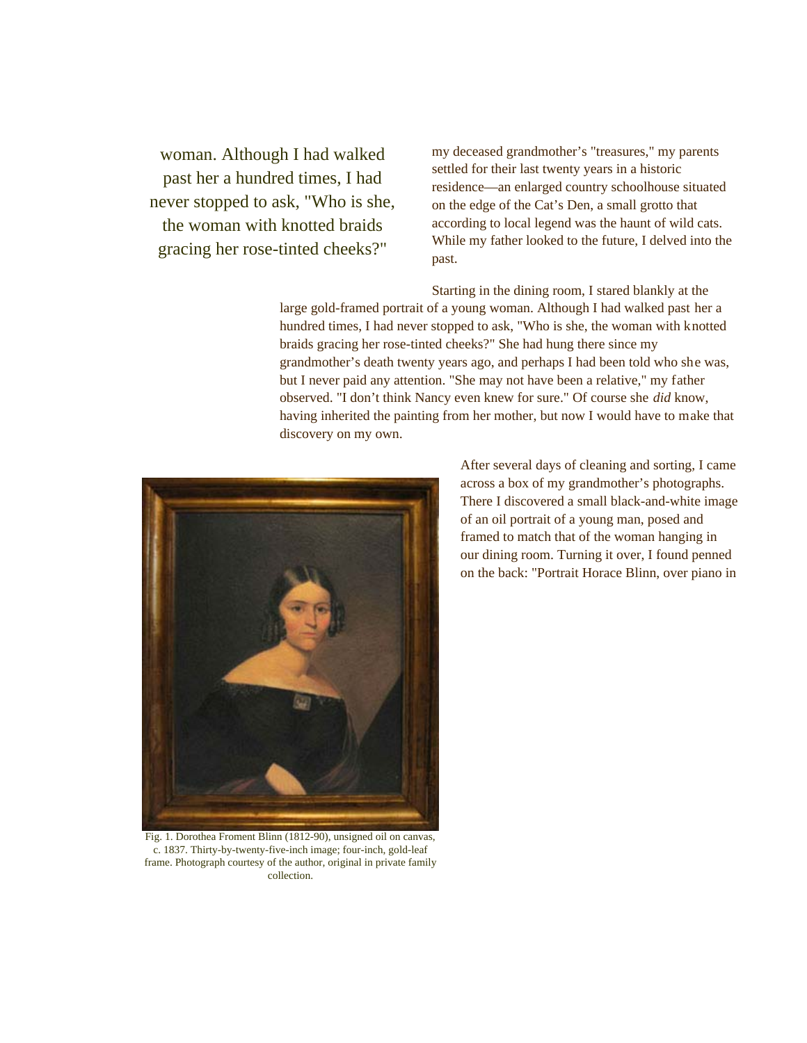> woman. Although I had walked past her a hundred times, I had never stopped to ask, "Who is she, the woman with knotted braids gracing her rose-tinted cheeks?"

my deceased grandmother's "treasures," my parents settled for their last twenty years in a historic residence—an enlarged country schoolhouse situated on the edge of the Cat's Den, a small grotto that according to local legend was the haunt of wild cats. While my father looked to the future, I delved into the past.

Starting in the dining room, I stared blankly at the large gold-framed portrait of a young woman. Although I had walked past her a hundred times, I had never stopped to ask, "Who is she, the woman with knotted braids gracing her rose-tinted cheeks?" She had hung there since my grandmother's death twenty years ago, and perhaps I had been told who she was, but I never paid any attention. "She may not have been a relative," my father observed. "I don't think Nancy even knew for sure." Of course she *did* know, having inherited the painting from her mother, but now I would have to make that discovery on my own.

Fig. 1. Dorothea Froment Blinn (1812-90), unsigned oil on canvas, c. 1837. Thirty-by-twenty-five-inch image; four-inch, gold-leaf frame. Photograph courtesy of the author, original in private family collection.

After several days of cleaning and sorting, I came across a box of my grandmother's photographs. There I discovered a small black-and-white image of an oil portrait of a young man, posed and framed to match that of the woman hanging in our dining room. Turning it over, I found penned on the back: "Portrait Horace Blinn, over piano in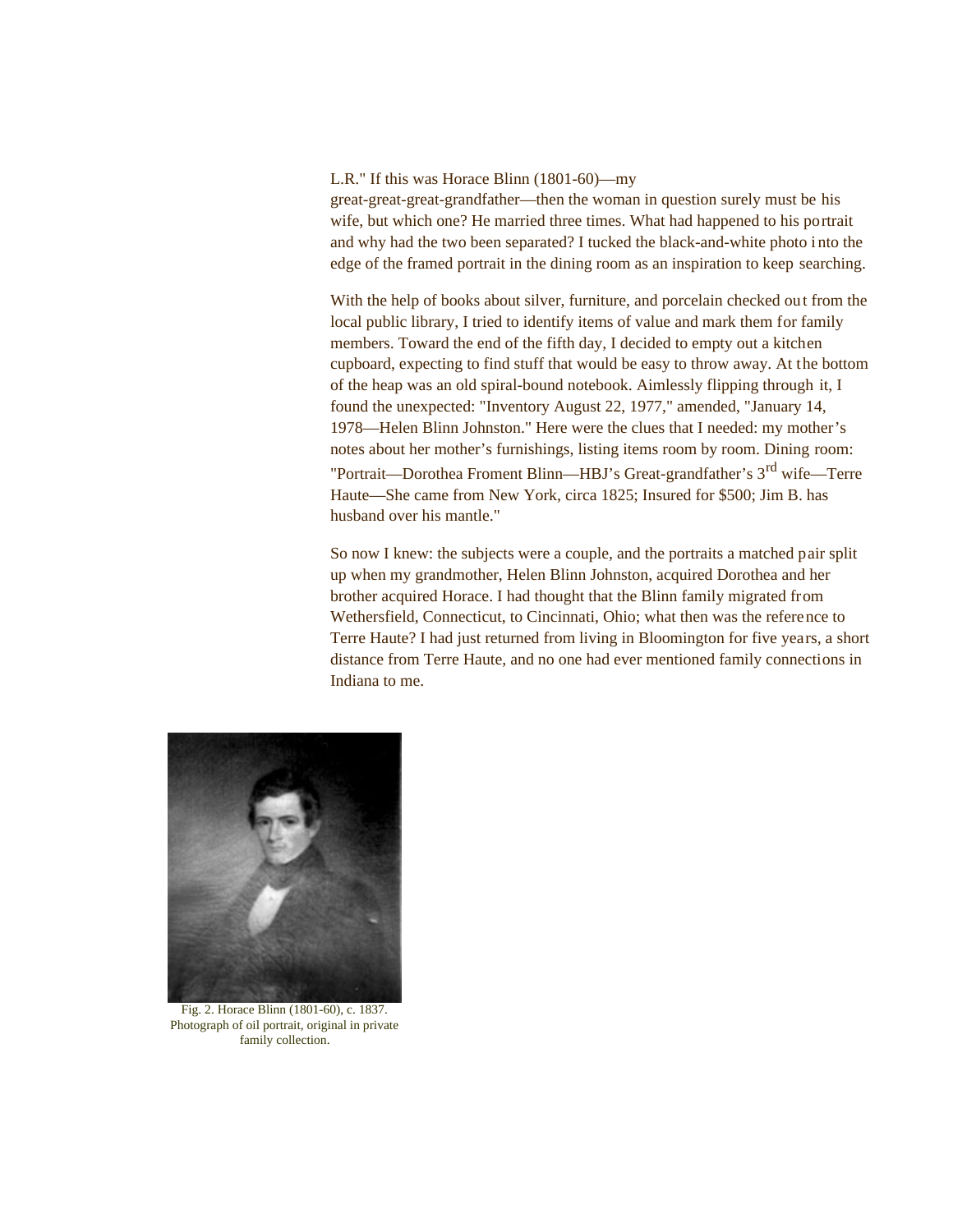L.R." If this was Horace Blinn (1801-60)—my great-great-great-grandfather—then the woman in question surely must be his wife, but which one? He married three times. What had happened to his portrait and why had the two been separated? I tucked the black-and-white photo into the edge of the framed portrait in the dining room as an inspiration to keep searching.

With the help of books about silver, furniture, and porcelain checked out from the local public library, I tried to identify items of value and mark them for family members. Toward the end of the fifth day, I decided to empty out a kitchen cupboard, expecting to find stuff that would be easy to throw away. At the bottom of the heap was an old spiral-bound notebook. Aimlessly flipping through it, I found the unexpected: "Inventory August 22, 1977," amended, "January 14, 1978—Helen Blinn Johnston." Here were the clues that I needed: my mother's notes about her mother's furnishings, listing items room by room. Dining room: "Portrait—Dorothea Froment Blinn—HBJ's Great-grandfather's 3rd wife—Terre Haute—She came from New York, circa 1825; Insured for $500; Jim B. has husband over his mantle."

So now I knew: the subjects were a couple, and the portraits a matched pair split up when my grandmother, Helen Blinn Johnston, acquired Dorothea and her brother acquired Horace. I had thought that the Blinn family migrated from Wethersfield, Connecticut, to Cincinnati, Ohio; what then was the reference to Terre Haute? I had just returned from living in Bloomington for five years, a short distance from Terre Haute, and no one had ever mentioned family connections in Indiana to me.

Fig. 2. Horace Blinn (1801-60), c. 1837. Photograph of oil portrait, original in private family collection.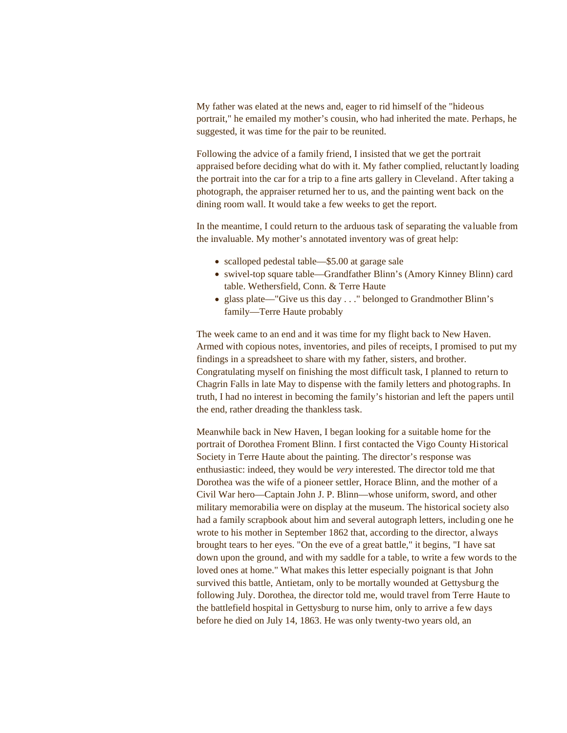My father was elated at the news and, eager to rid himself of the "hideous portrait," he emailed my mother's cousin, who had inherited the mate. Perhaps, he suggested, it was time for the pair to be reunited.

Following the advice of a family friend, I insisted that we get the portrait appraised before deciding what do with it. My father complied, reluctantly loading the portrait into the car for a trip to a fine arts gallery in Cleveland. After taking a photograph, the appraiser returned her to us, and the painting went back on the dining room wall. It would take a few weeks to get the report.

In the meantime, I could return to the arduous task of separating the valuable from the invaluable. My mother's annotated inventory was of great help:

- scalloped pedestal table—$5.00 at garage sale
- swivel-top square table—Grandfather Blinn's (Amory Kinney Blinn) card table. Wethersfield, Conn. & Terre Haute
- glass plate—"Give us this day . . ." belonged to Grandmother Blinn's family—Terre Haute probably

The week came to an end and it was time for my flight back to New Haven. Armed with copious notes, inventories, and piles of receipts, I promised to put my findings in a spreadsheet to share with my father, sisters, and brother. Congratulating myself on finishing the most difficult task, I planned to return to Chagrin Falls in late May to dispense with the family letters and photographs. In truth, I had no interest in becoming the family's historian and left the papers until the end, rather dreading the thankless task.

Meanwhile back in New Haven, I began looking for a suitable home for the portrait of Dorothea Froment Blinn. I first contacted the Vigo County Historical Society in Terre Haute about the painting. The director's response was enthusiastic: indeed, they would be *very* interested. The director told me that Dorothea was the wife of a pioneer settler, Horace Blinn, and the mother of a Civil War hero—Captain John J. P. Blinn—whose uniform, sword, and other military memorabilia were on display at the museum. The historical society also had a family scrapbook about him and several autograph letters, including one he wrote to his mother in September 1862 that, according to the director, always brought tears to her eyes. "On the eve of a great battle," it begins, "I have sat down upon the ground, and with my saddle for a table, to write a few words to the loved ones at home." What makes this letter especially poignant is that John survived this battle, Antietam, only to be mortally wounded at Gettysburg the following July. Dorothea, the director told me, would travel from Terre Haute to the battlefield hospital in Gettysburg to nurse him, only to arrive a few days before he died on July 14, 1863. He was only twenty-two years old, an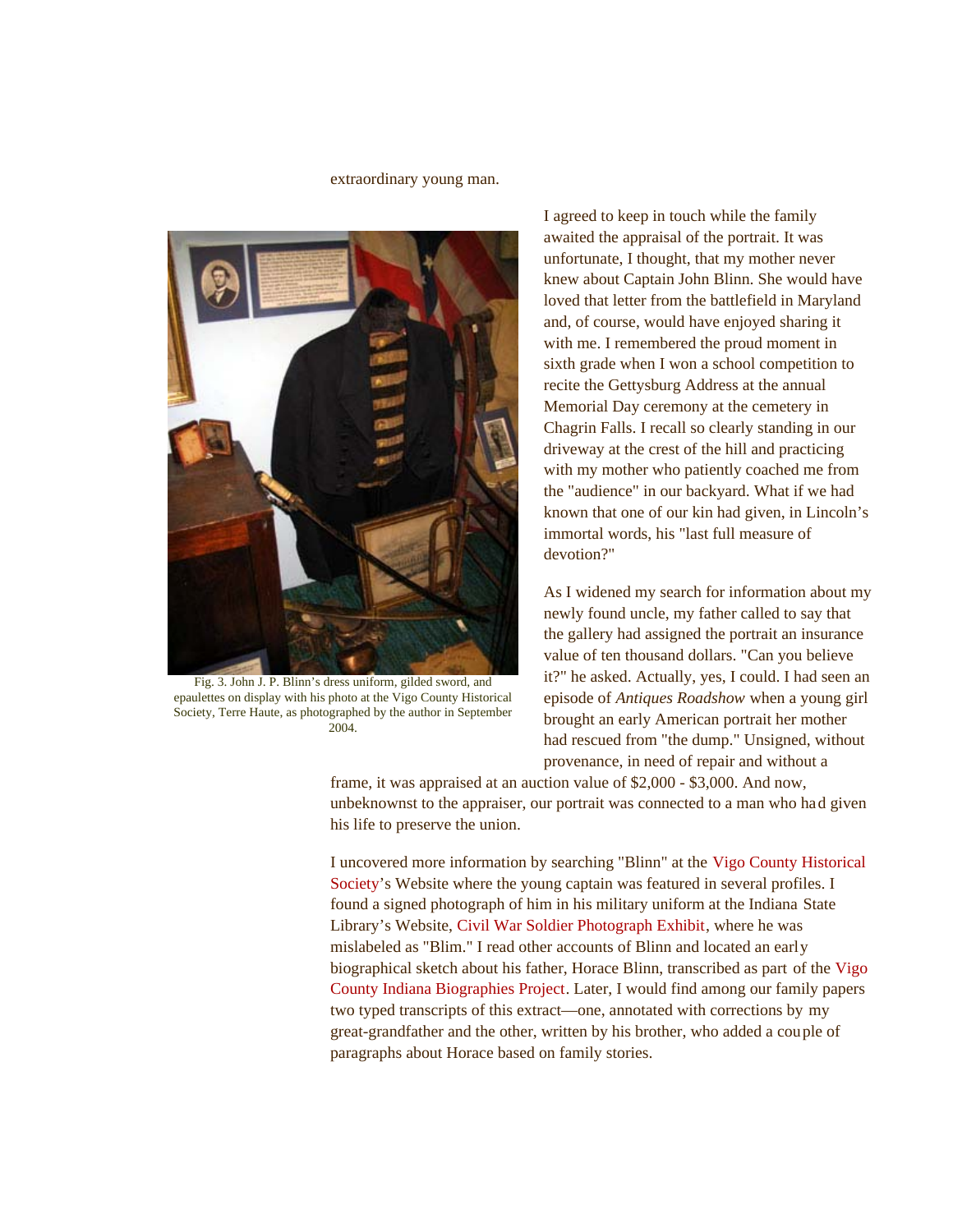extraordinary young man.

Fig. 3. John J. P. Blinn's dress uniform, gilded sword, and epaulettes on display with his photo at the Vigo County Historical Society, Terre Haute, as photographed by the author in September 2004.

I agreed to keep in touch while the family awaited the appraisal of the portrait. It was unfortunate, I thought, that my mother never knew about Captain John Blinn. She would have loved that letter from the battlefield in Maryland and, of course, would have enjoyed sharing it with me. I remembered the proud moment in sixth grade when I won a school competition to recite the Gettysburg Address at the annual Memorial Day ceremony at the cemetery in Chagrin Falls. I recall so clearly standing in our driveway at the crest of the hill and practicing with my mother who patiently coached me from the "audience" in our backyard. What if we had known that one of our kin had given, in Lincoln's immortal words, his "last full measure of devotion?"

As I widened my search for information about my newly found uncle, my father called to say that the gallery had assigned the portrait an insurance value of ten thousand dollars. "Can you believe it?" he asked. Actually, yes, I could. I had seen an episode of *Antiques Roadshow* when a young girl brought an early American portrait her mother had rescued from "the dump." Unsigned, without provenance, in need of repair and without a frame, it was appraised at an auction value of $2,000 - $3,000. And now, unbeknownst to the appraiser, our portrait was connected to a man who had given his life to preserve the union.

I uncovered more information by searching "Blinn" at the Vigo County Historical Society's Website where the young captain was featured in several profiles. I found a signed photograph of him in his military uniform at the Indiana State Library's Website, Civil War Soldier Photograph Exhibit, where he was mislabeled as "Blim." I read other accounts of Blinn and located an early biographical sketch about his father, Horace Blinn, transcribed as part of the Vigo County Indiana Biographies Project. Later, I would find among our family papers two typed transcripts of this extract—one, annotated with corrections by my great-grandfather and the other, written by his brother, who added a couple of paragraphs about Horace based on family stories.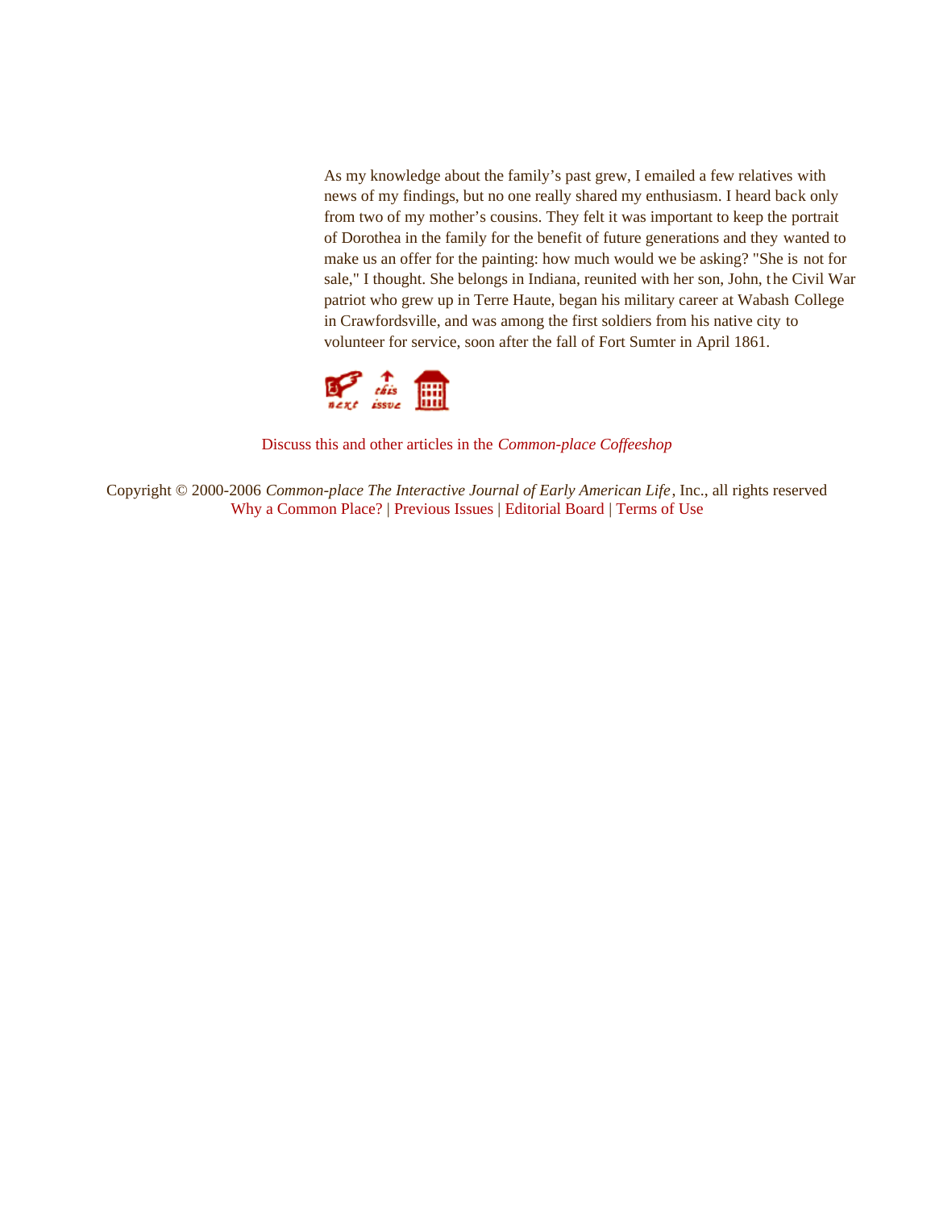As my knowledge about the family's past grew, I emailed a few relatives with news of my findings, but no one really shared my enthusiasm. I heard back only from two of my mother's cousins. They felt it was important to keep the portrait of Dorothea in the family for the benefit of future generations and they wanted to make us an offer for the painting: how much would we be asking? "She is not for sale," I thought. She belongs in Indiana, reunited with her son, John, the Civil War patriot who grew up in Terre Haute, began his military career at Wabash College in Crawfordsville, and was among the first soldiers from his native city to volunteer for service, soon after the fall of Fort Sumter in April 1861.

Discuss this and other articles in the *Common-place Coffeeshop*

Copyright © 2000-2006 *Common-place The Interactive Journal of Early American Life*, Inc., all rights reserved
Why a Common Place? | Previous Issues | Editorial Board | Terms of Use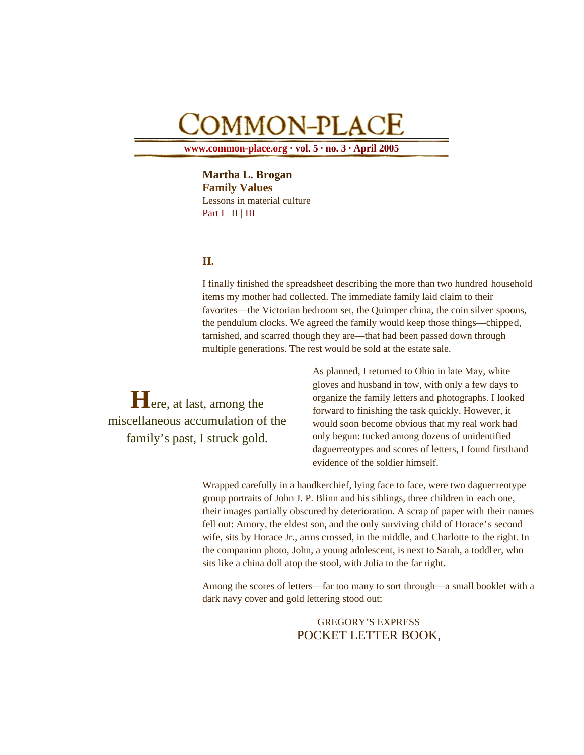Martha L. Brogan
**Family Values**
Lessons in material culture
Part I | II | III

## II.

I finally finished the spreadsheet describing the more than two hundred household items my mother had collected. The immediate family laid claim to their favorites—the Victorian bedroom set, the Quimper china, the coin silver spoons, the pendulum clocks. We agreed the family would keep those things—chipped, tarnished, and scarred though they are—that had been passed down through multiple generations. The rest would be sold at the estate sale.

> Here, at last, among the miscellaneous accumulation of the family's past, I struck gold.

As planned, I returned to Ohio in late May, white gloves and husband in tow, with only a few days to organize the family letters and photographs. I looked forward to finishing the task quickly. However, it would soon become obvious that my real work had only begun: tucked among dozens of unidentified daguerreotypes and scores of letters, I found firsthand evidence of the soldier himself.

Wrapped carefully in a handkerchief, lying face to face, were two daguerreotype group portraits of John J. P. Blinn and his siblings, three children in each one, their images partially obscured by deterioration. A scrap of paper with their names fell out: Amory, the eldest son, and the only surviving child of Horace's second wife, sits by Horace Jr., arms crossed, in the middle, and Charlotte to the right. In the companion photo, John, a young adolescent, is next to Sarah, a toddler, who sits like a china doll atop the stool, with Julia to the far right.

Among the scores of letters—far too many to sort through—a small booklet with a dark navy cover and gold lettering stood out:

GREGORY'S EXPRESS
POCKET LETTER BOOK,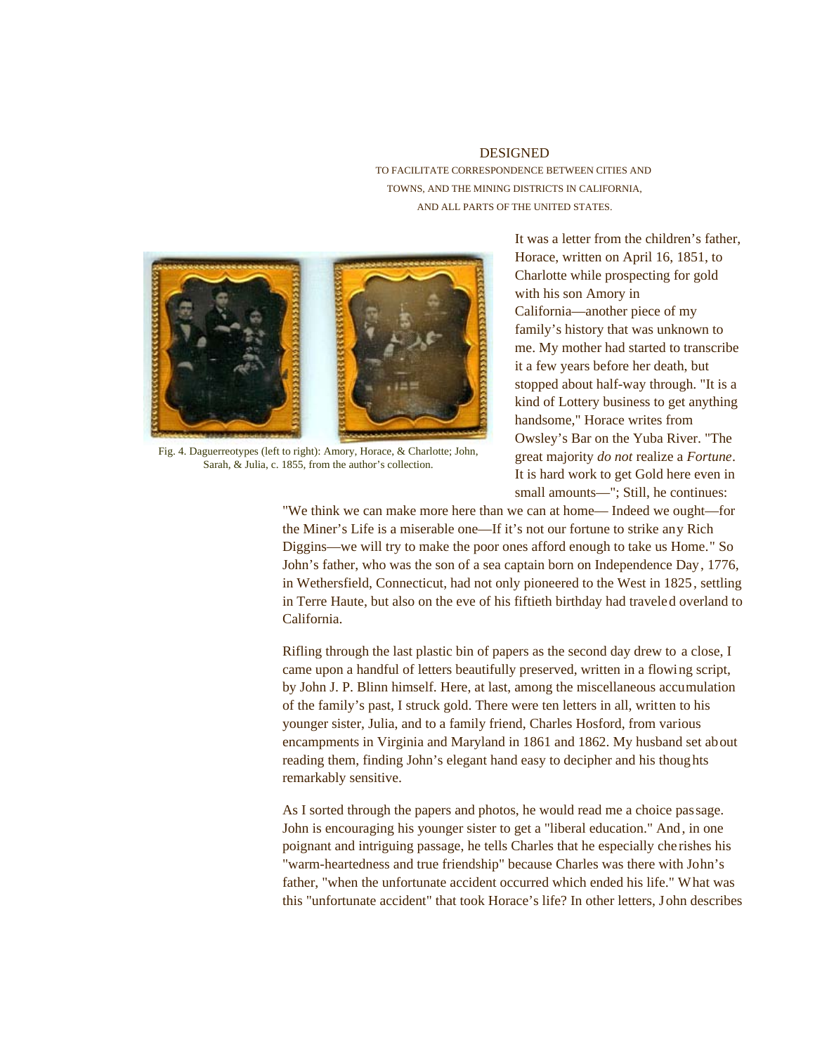DESIGNED

TO FACILITATE CORRESPONDENCE BETWEEN CITIES AND TOWNS, AND THE MINING DISTRICTS IN CALIFORNIA, AND ALL PARTS OF THE UNITED STATES.

Fig. 4. Daguerreotypes (left to right): Amory, Horace, & Charlotte; John, Sarah, & Julia, c. 1855, from the author's collection.

It was a letter from the children's father, Horace, written on April 16, 1851, to Charlotte while prospecting for gold with his son Amory in California—another piece of my family's history that was unknown to me. My mother had started to transcribe it a few years before her death, but stopped about half-way through. "It is a kind of Lottery business to get anything handsome," Horace writes from Owsley's Bar on the Yuba River. "The great majority *do not* realize a *Fortune*. It is hard work to get Gold here even in small amounts—"; Still, he continues: "We think we can make more here than we can at home— Indeed we ought—for the Miner's Life is a miserable one—If it's not our fortune to strike any Rich Diggins—we will try to make the poor ones afford enough to take us Home." So John's father, who was the son of a sea captain born on Independence Day, 1776, in Wethersfield, Connecticut, had not only pioneered to the West in 1825, settling in Terre Haute, but also on the eve of his fiftieth birthday had traveled overland to California.

Rifling through the last plastic bin of papers as the second day drew to a close, I came upon a handful of letters beautifully preserved, written in a flowing script, by John J. P. Blinn himself. Here, at last, among the miscellaneous accumulation of the family's past, I struck gold. There were ten letters in all, written to his younger sister, Julia, and to a family friend, Charles Hosford, from various encampments in Virginia and Maryland in 1861 and 1862. My husband set about reading them, finding John's elegant hand easy to decipher and his thoughts remarkably sensitive.

As I sorted through the papers and photos, he would read me a choice passage. John is encouraging his younger sister to get a "liberal education." And, in one poignant and intriguing passage, he tells Charles that he especially cherishes his "warm-heartedness and true friendship" because Charles was there with John's father, "when the unfortunate accident occurred which ended his life." What was this "unfortunate accident" that took Horace's life? In other letters, John describes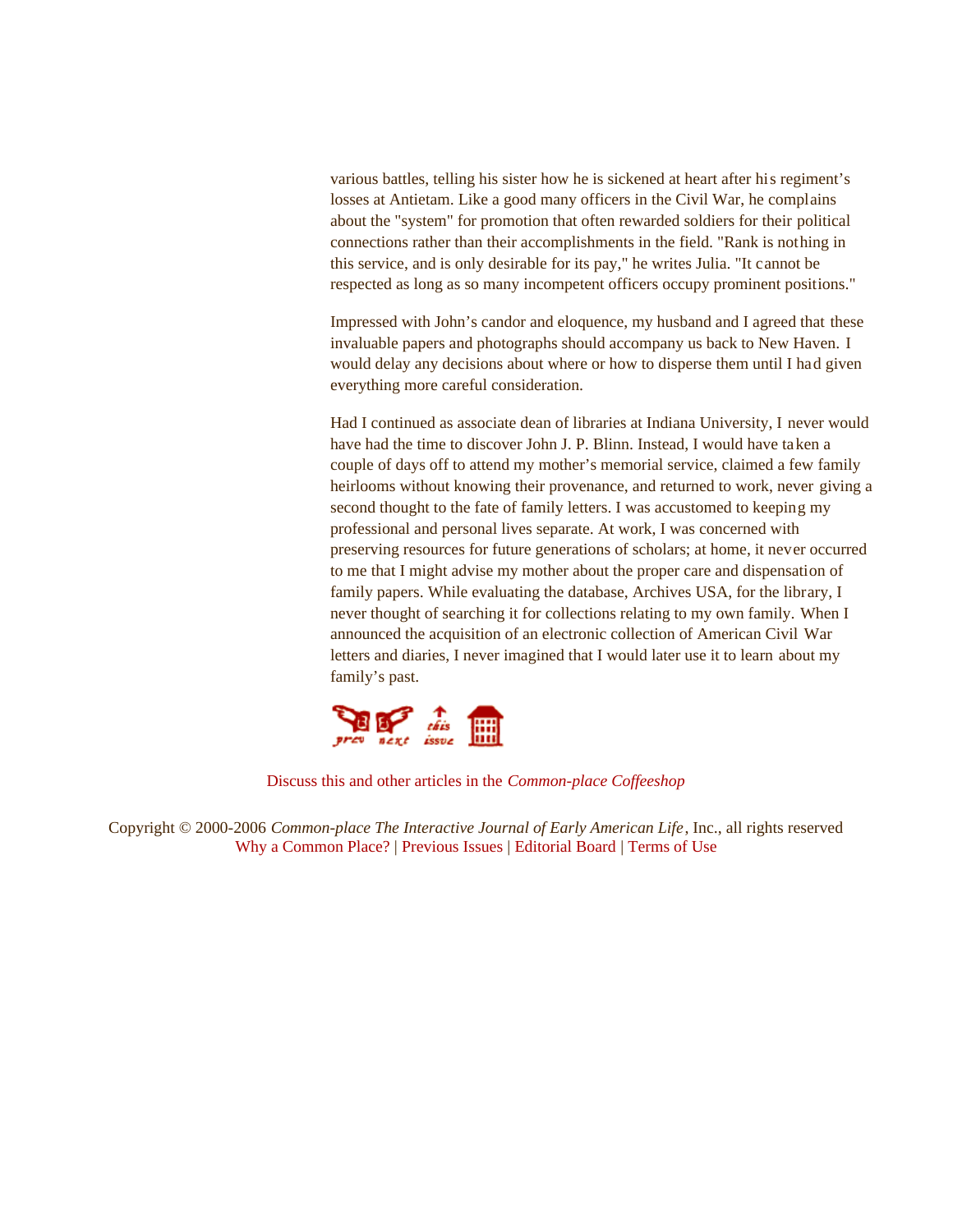various battles, telling his sister how he is sickened at heart after his regiment's losses at Antietam. Like a good many officers in the Civil War, he complains about the "system" for promotion that often rewarded soldiers for their political connections rather than their accomplishments in the field. "Rank is nothing in this service, and is only desirable for its pay," he writes Julia. "It cannot be respected as long as so many incompetent officers occupy prominent positions."

Impressed with John's candor and eloquence, my husband and I agreed that these invaluable papers and photographs should accompany us back to New Haven. I would delay any decisions about where or how to disperse them until I had given everything more careful consideration.

Had I continued as associate dean of libraries at Indiana University, I never would have had the time to discover John J. P. Blinn. Instead, I would have taken a couple of days off to attend my mother's memorial service, claimed a few family heirlooms without knowing their provenance, and returned to work, never giving a second thought to the fate of family letters. I was accustomed to keeping my professional and personal lives separate. At work, I was concerned with preserving resources for future generations of scholars; at home, it never occurred to me that I might advise my mother about the proper care and dispensation of family papers. While evaluating the database, Archives USA, for the library, I never thought of searching it for collections relating to my own family. When I announced the acquisition of an electronic collection of American Civil War letters and diaries, I never imagined that I would later use it to learn about my family's past.

Discuss this and other articles in the *Common-place Coffeeshop*

Copyright © 2000-2006 *Common-place The Interactive Journal of Early American Life*, Inc., all rights reserved
Why a Common Place? | Previous Issues | Editorial Board | Terms of Use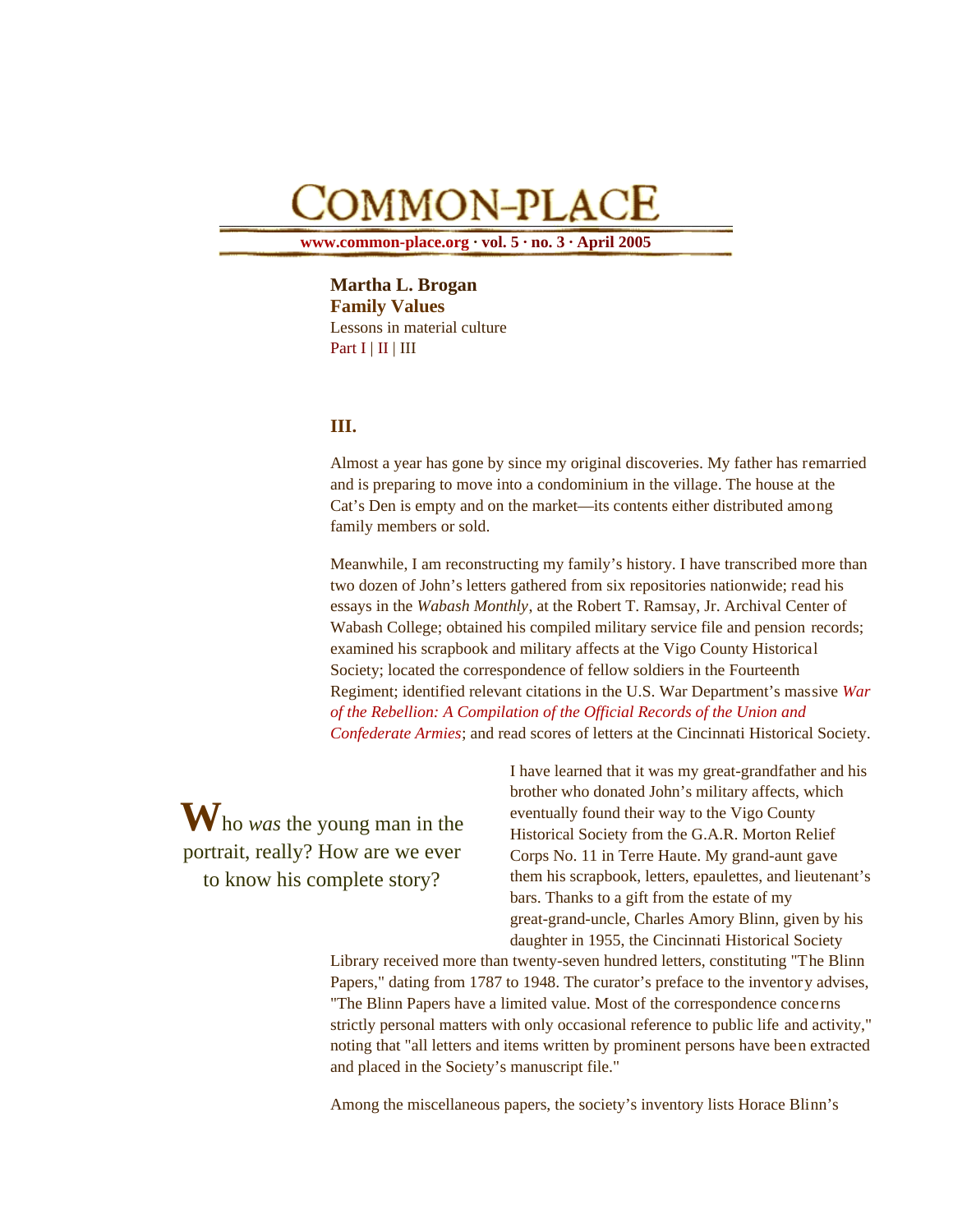# COMMON-PLACE

**www.common-place.org · vol. 5 · no. 3 · April 2005**

**Martha L. Brogan**
**Family Values**
Lessons in material culture
Part I | II | III

### III.

Almost a year has gone by since my original discoveries. My father has remarried and is preparing to move into a condominium in the village. The house at the Cat's Den is empty and on the market—its contents either distributed among family members or sold.

Meanwhile, I am reconstructing my family's history. I have transcribed more than two dozen of John's letters gathered from six repositories nationwide; read his essays in the *Wabash Monthly*, at the Robert T. Ramsay, Jr. Archival Center of Wabash College; obtained his compiled military service file and pension records; examined his scrapbook and military affects at the Vigo County Historical Society; located the correspondence of fellow soldiers in the Fourteenth Regiment; identified relevant citations in the U.S. War Department's massive *War of the Rebellion: A Compilation of the Official Records of the Union and Confederate Armies*; and read scores of letters at the Cincinnati Historical Society.

> **W**ho *was* the young man in the portrait, really? How are we ever to know his complete story?

I have learned that it was my great-grandfather and his brother who donated John's military affects, which eventually found their way to the Vigo County Historical Society from the G.A.R. Morton Relief Corps No. 11 in Terre Haute. My grand-aunt gave them his scrapbook, letters, epaulettes, and lieutenant's bars. Thanks to a gift from the estate of my great-grand-uncle, Charles Amory Blinn, given by his daughter in 1955, the Cincinnati Historical Society Library received more than twenty-seven hundred letters, constituting "The Blinn Papers," dating from 1787 to 1948. The curator's preface to the inventory advises, "The Blinn Papers have a limited value. Most of the correspondence concerns strictly personal matters with only occasional reference to public life and activity," noting that "all letters and items written by prominent persons have been extracted and placed in the Society's manuscript file."

Among the miscellaneous papers, the society's inventory lists Horace Blinn's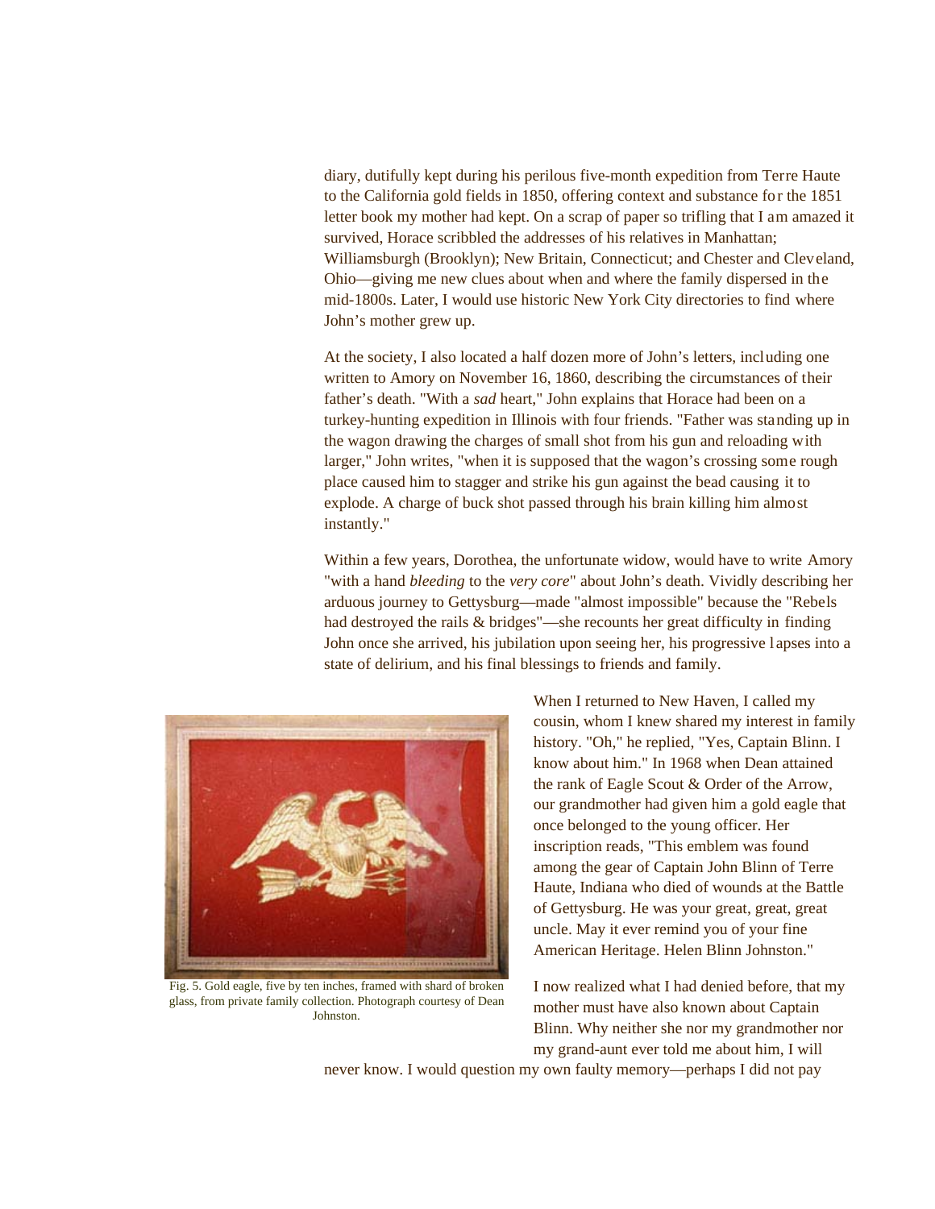diary, dutifully kept during his perilous five-month expedition from Terre Haute to the California gold fields in 1850, offering context and substance for the 1851 letter book my mother had kept. On a scrap of paper so trifling that I am amazed it survived, Horace scribbled the addresses of his relatives in Manhattan; Williamsburgh (Brooklyn); New Britain, Connecticut; and Chester and Cleveland, Ohio—giving me new clues about when and where the family dispersed in the mid-1800s. Later, I would use historic New York City directories to find where John's mother grew up.

At the society, I also located a half dozen more of John's letters, including one written to Amory on November 16, 1860, describing the circumstances of their father's death. "With a *sad* heart," John explains that Horace had been on a turkey-hunting expedition in Illinois with four friends. "Father was standing up in the wagon drawing the charges of small shot from his gun and reloading with larger," John writes, "when it is supposed that the wagon's crossing some rough place caused him to stagger and strike his gun against the bead causing it to explode. A charge of buck shot passed through his brain killing him almost instantly."

Within a few years, Dorothea, the unfortunate widow, would have to write Amory "with a hand *bleeding* to the *very core*" about John's death. Vividly describing her arduous journey to Gettysburg—made "almost impossible" because the "Rebels had destroyed the rails & bridges"—she recounts her great difficulty in finding John once she arrived, his jubilation upon seeing her, his progressive lapses into a state of delirium, and his final blessings to friends and family.

Fig. 5. Gold eagle, five by ten inches, framed with shard of broken glass, from private family collection. Photograph courtesy of Dean Johnston.

When I returned to New Haven, I called my cousin, whom I knew shared my interest in family history. "Oh," he replied, "Yes, Captain Blinn. I know about him." In 1968 when Dean attained the rank of Eagle Scout & Order of the Arrow, our grandmother had given him a gold eagle that once belonged to the young officer. Her inscription reads, "This emblem was found among the gear of Captain John Blinn of Terre Haute, Indiana who died of wounds at the Battle of Gettysburg. He was your great, great, great uncle. May it ever remind you of your fine American Heritage. Helen Blinn Johnston."

I now realized what I had denied before, that my mother must have also known about Captain Blinn. Why neither she nor my grandmother nor my grand-aunt ever told me about him, I will never know. I would question my own faulty memory—perhaps I did not pay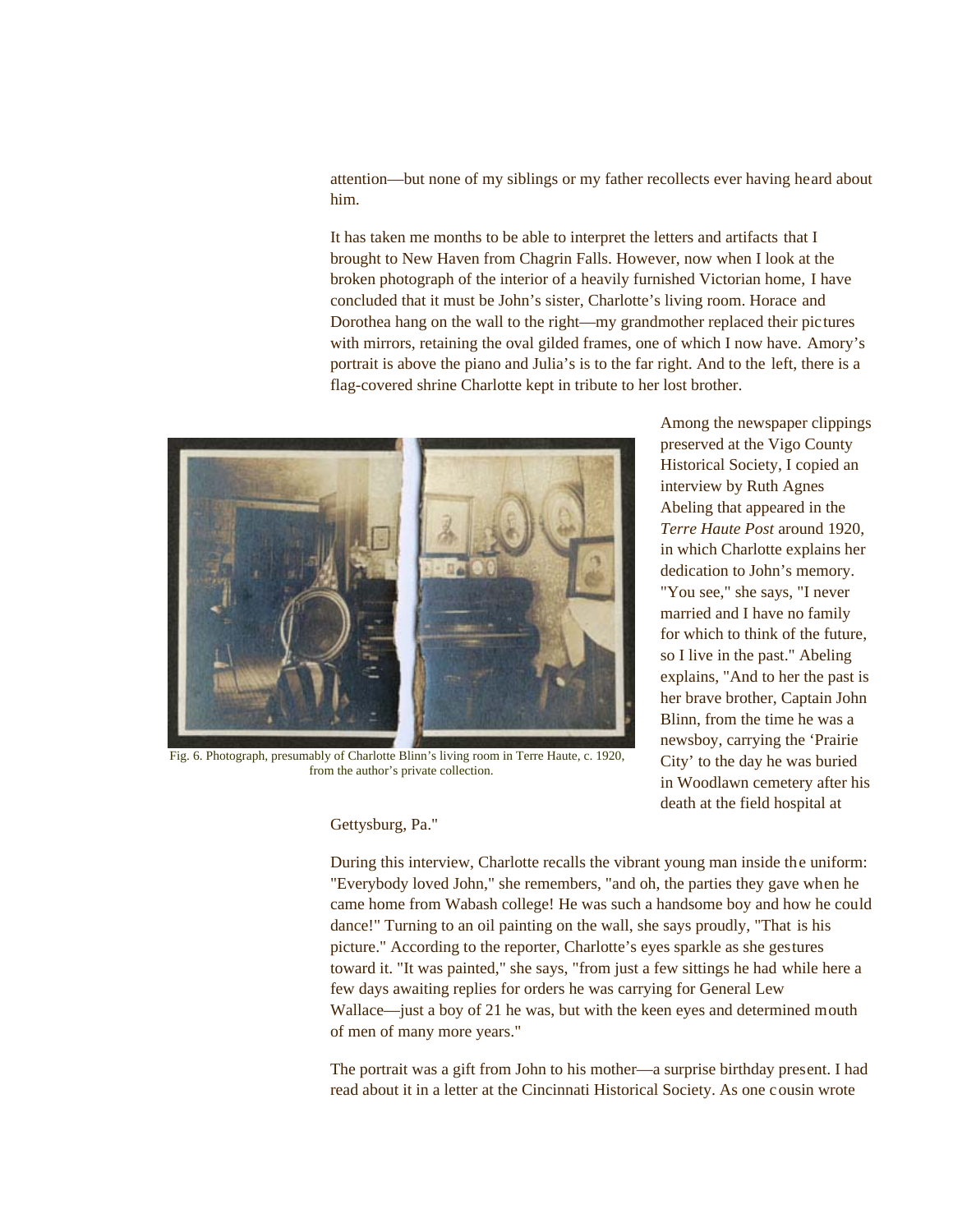attention—but none of my siblings or my father recollects ever having heard about him.

It has taken me months to be able to interpret the letters and artifacts that I brought to New Haven from Chagrin Falls. However, now when I look at the broken photograph of the interior of a heavily furnished Victorian home, I have concluded that it must be John's sister, Charlotte's living room. Horace and Dorothea hang on the wall to the right—my grandmother replaced their pictures with mirrors, retaining the oval gilded frames, one of which I now have. Amory's portrait is above the piano and Julia's is to the far right. And to the left, there is a flag-covered shrine Charlotte kept in tribute to her lost brother.

Fig. 6. Photograph, presumably of Charlotte Blinn's living room in Terre Haute, c. 1920, from the author's private collection.

Among the newspaper clippings preserved at the Vigo County Historical Society, I copied an interview by Ruth Agnes Abeling that appeared in the *Terre Haute Post* around 1920, in which Charlotte explains her dedication to John's memory. "You see," she says, "I never married and I have no family for which to think of the future, so I live in the past." Abeling explains, "And to her the past is her brave brother, Captain John Blinn, from the time he was a newsboy, carrying the 'Prairie City' to the day he was buried in Woodlawn cemetery after his death at the field hospital at Gettysburg, Pa."

During this interview, Charlotte recalls the vibrant young man inside the uniform: "Everybody loved John," she remembers, "and oh, the parties they gave when he came home from Wabash college! He was such a handsome boy and how he could dance!" Turning to an oil painting on the wall, she says proudly, "That is his picture." According to the reporter, Charlotte's eyes sparkle as she gestures toward it. "It was painted," she says, "from just a few sittings he had while here a few days awaiting replies for orders he was carrying for General Lew Wallace—just a boy of 21 he was, but with the keen eyes and determined mouth of men of many more years."

The portrait was a gift from John to his mother—a surprise birthday present. I had read about it in a letter at the Cincinnati Historical Society. As one cousin wrote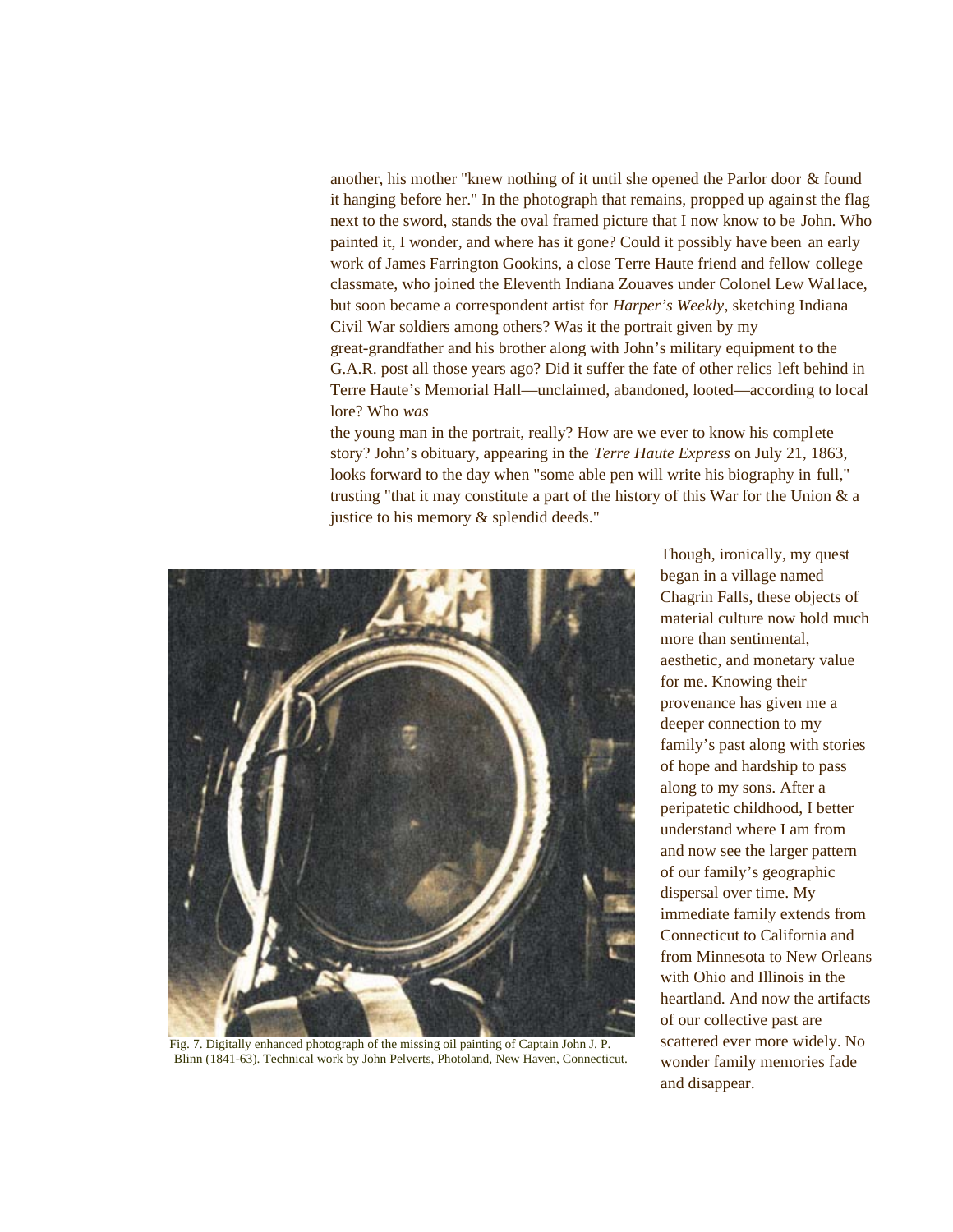another, his mother "knew nothing of it until she opened the Parlor door & found it hanging before her." In the photograph that remains, propped up against the flag next to the sword, stands the oval framed picture that I now know to be John. Who painted it, I wonder, and where has it gone? Could it possibly have been an early work of James Farrington Gookins, a close Terre Haute friend and fellow college classmate, who joined the Eleventh Indiana Zouaves under Colonel Lew Wallace, but soon became a correspondent artist for *Harper's Weekly*, sketching Indiana Civil War soldiers among others? Was it the portrait given by my great-grandfather and his brother along with John's military equipment to the G.A.R. post all those years ago? Did it suffer the fate of other relics left behind in Terre Haute's Memorial Hall—unclaimed, abandoned, looted—according to local lore? Who *was* the young man in the portrait, really? How are we ever to know his complete story? John's obituary, appearing in the *Terre Haute Express* on July 21, 1863, looks forward to the day when "some able pen will write his biography in full," trusting "that it may constitute a part of the history of this War for the Union & a justice to his memory & splendid deeds."

Fig. 7. Digitally enhanced photograph of the missing oil painting of Captain John J. P. Blinn (1841-63). Technical work by John Pelverts, Photoland, New Haven, Connecticut.

Though, ironically, my quest began in a village named Chagrin Falls, these objects of material culture now hold much more than sentimental, aesthetic, and monetary value for me. Knowing their provenance has given me a deeper connection to my family's past along with stories of hope and hardship to pass along to my sons. After a peripatetic childhood, I better understand where I am from and now see the larger pattern of our family's geographic dispersal over time. My immediate family extends from Connecticut to California and from Minnesota to New Orleans with Ohio and Illinois in the heartland. And now the artifacts of our collective past are scattered ever more widely. No wonder family memories fade and disappear.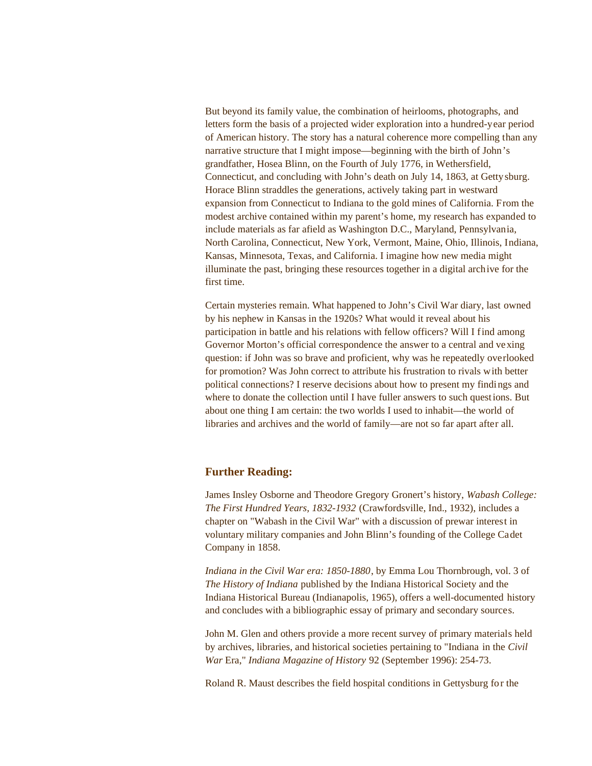But beyond its family value, the combination of heirlooms, photographs, and letters form the basis of a projected wider exploration into a hundred-year period of American history. The story has a natural coherence more compelling than any narrative structure that I might impose—beginning with the birth of John's grandfather, Hosea Blinn, on the Fourth of July 1776, in Wethersfield, Connecticut, and concluding with John's death on July 14, 1863, at Gettysburg. Horace Blinn straddles the generations, actively taking part in westward expansion from Connecticut to Indiana to the gold mines of California. From the modest archive contained within my parent's home, my research has expanded to include materials as far afield as Washington D.C., Maryland, Pennsylvania, North Carolina, Connecticut, New York, Vermont, Maine, Ohio, Illinois, Indiana, Kansas, Minnesota, Texas, and California. I imagine how new media might illuminate the past, bringing these resources together in a digital archive for the first time.

Certain mysteries remain. What happened to John's Civil War diary, last owned by his nephew in Kansas in the 1920s? What would it reveal about his participation in battle and his relations with fellow officers? Will I find among Governor Morton's official correspondence the answer to a central and vexing question: if John was so brave and proficient, why was he repeatedly overlooked for promotion? Was John correct to attribute his frustration to rivals with better political connections? I reserve decisions about how to present my findings and where to donate the collection until I have fuller answers to such questions. But about one thing I am certain: the two worlds I used to inhabit—the world of libraries and archives and the world of family—are not so far apart after all.

## Further Reading:

James Insley Osborne and Theodore Gregory Gronert's history, *Wabash College: The First Hundred Years, 1832-1932* (Crawfordsville, Ind., 1932), includes a chapter on "Wabash in the Civil War" with a discussion of prewar interest in voluntary military companies and John Blinn's founding of the College Cadet Company in 1858.

*Indiana in the Civil War era: 1850-1880*, by Emma Lou Thornbrough, vol. 3 of *The History of Indiana* published by the Indiana Historical Society and the Indiana Historical Bureau (Indianapolis, 1965), offers a well-documented history and concludes with a bibliographic essay of primary and secondary sources.

John M. Glen and others provide a more recent survey of primary materials held by archives, libraries, and historical societies pertaining to "Indiana in the *Civil War* Era," *Indiana Magazine of History* 92 (September 1996): 254-73.

Roland R. Maust describes the field hospital conditions in Gettysburg for the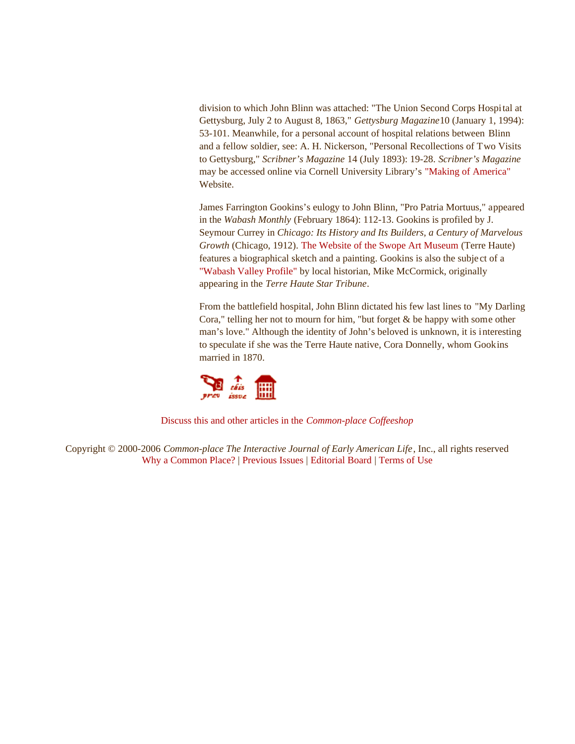division to which John Blinn was attached: "The Union Second Corps Hospital at Gettysburg, July 2 to August 8, 1863," *Gettysburg Magazine* 10 (January 1, 1994): 53-101. Meanwhile, for a personal account of hospital relations between Blinn and a fellow soldier, see: A. H. Nickerson, "Personal Recollections of Two Visits to Gettysburg," *Scribner's Magazine* 14 (July 1893): 19-28. *Scribner's Magazine* may be accessed online via Cornell University Library's "Making of America" Website.

James Farrington Gookins's eulogy to John Blinn, "Pro Patria Mortuus," appeared in the *Wabash Monthly* (February 1864): 112-13. Gookins is profiled by J. Seymour Currey in *Chicago: Its History and Its Builders, a Century of Marvelous Growth* (Chicago, 1912). The Website of the Swope Art Museum (Terre Haute) features a biographical sketch and a painting. Gookins is also the subject of a "Wabash Valley Profile" by local historian, Mike McCormick, originally appearing in the *Terre Haute Star Tribune*.

From the battlefield hospital, John Blinn dictated his few last lines to "My Darling Cora," telling her not to mourn for him, "but forget & be happy with some other man's love." Although the identity of John's beloved is unknown, it is interesting to speculate if she was the Terre Haute native, Cora Donnelly, whom Gookins married in 1870.

Discuss this and other articles in the *Common-place Coffeeshop*

Copyright © 2000-2006 *Common-place The Interactive Journal of Early American Life*, Inc., all rights reserved
Why a Common Place? | Previous Issues | Editorial Board | Terms of Use